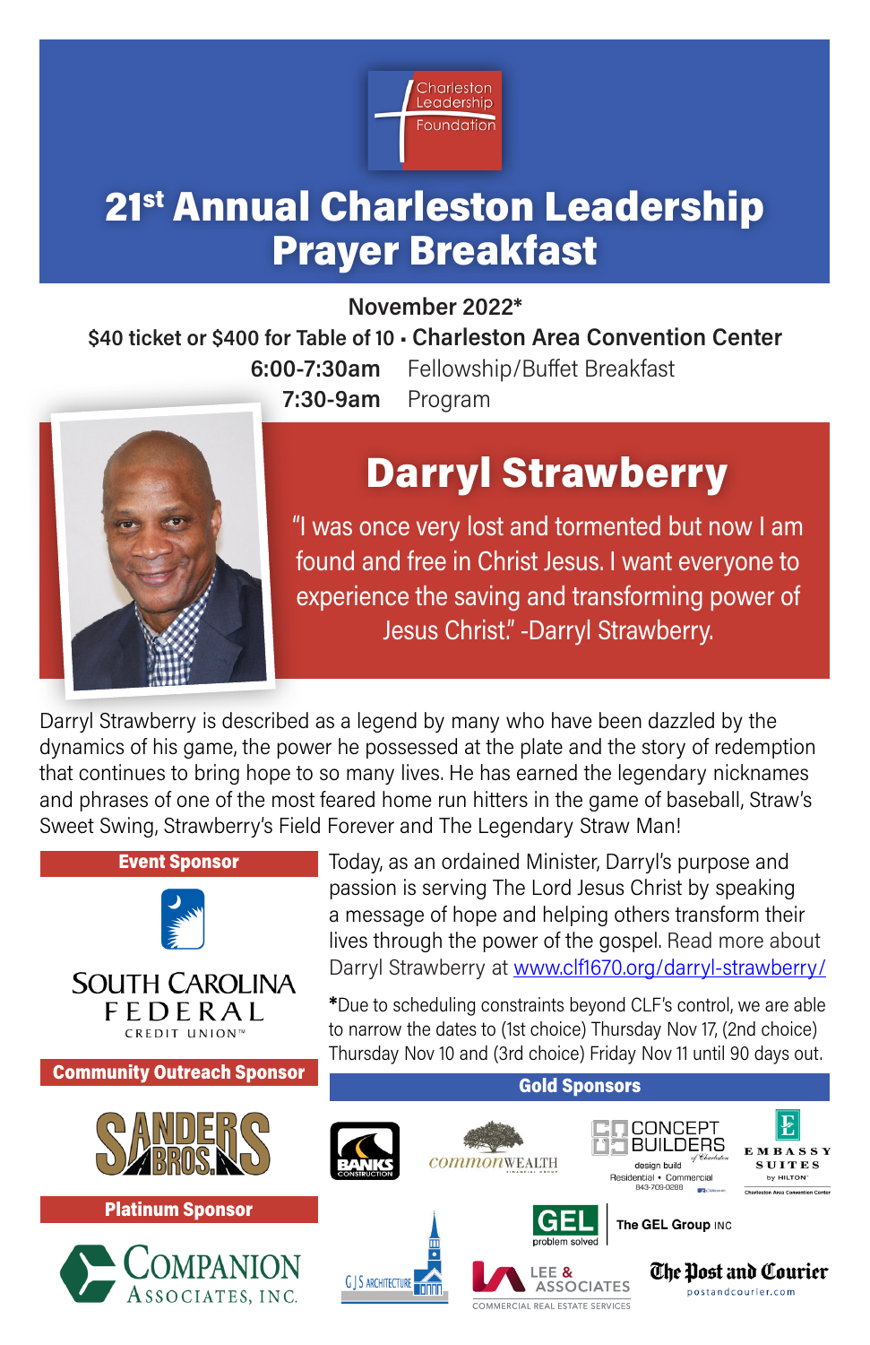Charleston Leadership Foundation

# 21st Annual Charleston Leadership Prayer Breakfast

**November 2022***

**$40 ticket or $400 for Table of 10 • Charleston Area Convention Center**

**6:00-7:30am** Fellowship/Buffet Breakfast

**7:30-9am** Program

## Darryl Strawberry

"I was once very lost and tormented but now I am found and free in Christ Jesus. I want everyone to experience the saving and transforming power of Jesus Christ." -Darryl Strawberry.

Darryl Strawberry is described as a legend by many who have been dazzled by the dynamics of his game, the power he possessed at the plate and the story of redemption that continues to bring hope to so many lives. He has earned the legendary nicknames and phrases of one of the most feared home run hitters in the game of baseball, Straw's Sweet Swing, Strawberry's Field Forever and The Legendary Straw Man!

Today, as an ordained Minister, Darryl's purpose and passion is serving The Lord Jesus Christ by speaking a message of hope and helping others transform their lives through the power of the gospel. Read more about Darryl Strawberry at www.clf1670.org/darryl-strawberry/

*Due to scheduling constraints beyond CLF's control, we are able to narrow the dates to (1st choice) Thursday Nov 17, (2nd choice) Thursday Nov 10 and (3rd choice) Friday Nov 11 until 90 days out.

**Event Sponsor**

South Carolina Federal Credit Union

**Community Outreach Sponsor**

Sanders Bros.

**Platinum Sponsor**

Companion Associates, Inc.

**Gold Sponsors**

Banks Construction

Commonwealth Financial Group

Concept Builders of Charleston — design build, Residential • Commercial, 843-709-0288

Embassy Suites by Hilton — Charleston Area Convention Center

GJS Architecture

GEL problem solved — The GEL Group Inc

Lee & Associates — Commercial Real Estate Services

The Post and Courier — postandcourier.com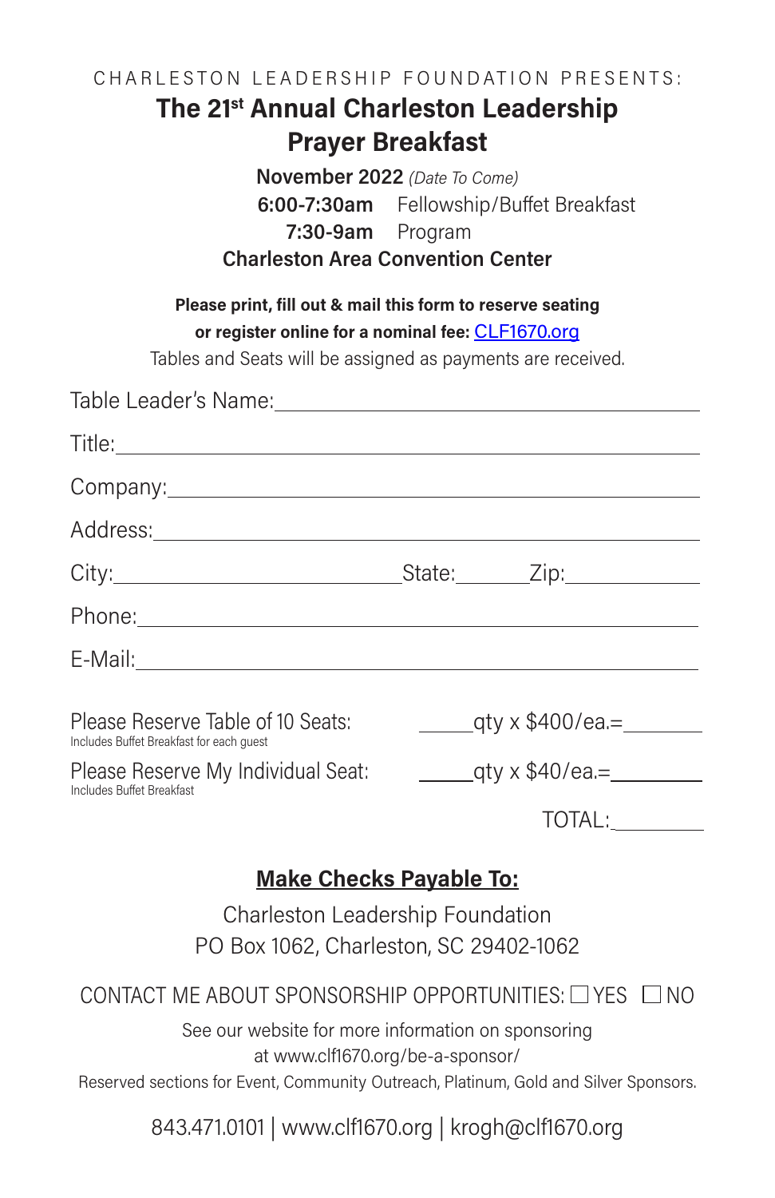CHARLESTON LEADERSHIP FOUNDATION PRESENTS:

# The 21st Annual Charleston Leadership Prayer Breakfast

**November 2022** *(Date To Come)*

**6:00-7:30am** Fellowship/Buffet Breakfast

**7:30-9am** Program

**Charleston Area Convention Center**

**Please print, fill out & mail this form to reserve seating or register online for a nominal fee:** CLF1670.org

Tables and Seats will be assigned as payments are received.

Table Leader's Name:\_\_\_\_\_\_\_\_\_\_\_\_\_\_\_\_\_\_\_\_\_\_\_\_\_\_\_\_\_\_\_\_\_\_\_\_\_\_

Title:\_\_\_\_\_\_\_\_\_\_\_\_\_\_\_\_\_\_\_\_\_\_\_\_\_\_\_\_\_\_\_\_\_\_\_\_\_\_\_\_\_\_\_\_\_\_\_\_

Company:\_\_\_\_\_\_\_\_\_\_\_\_\_\_\_\_\_\_\_\_\_\_\_\_\_\_\_\_\_\_\_\_\_\_\_\_\_\_\_\_\_\_\_\_\_

Address:\_\_\_\_\_\_\_\_\_\_\_\_\_\_\_\_\_\_\_\_\_\_\_\_\_\_\_\_\_\_\_\_\_\_\_\_\_\_\_\_\_\_\_\_\_\_

City:\_\_\_\_\_\_\_\_\_\_\_\_\_\_\_\_\_\_\_\_\_\_\_\_State:\_\_\_\_\_\_Zip:\_\_\_\_\_\_\_\_\_\_

Phone:\_\_\_\_\_\_\_\_\_\_\_\_\_\_\_\_\_\_\_\_\_\_\_\_\_\_\_\_\_\_\_\_\_\_\_\_\_\_\_\_\_\_\_\_\_\_\_

E-Mail:\_\_\_\_\_\_\_\_\_\_\_\_\_\_\_\_\_\_\_\_\_\_\_\_\_\_\_\_\_\_\_\_\_\_\_\_\_\_\_\_\_\_\_\_\_\_

Please Reserve Table of 10 Seats: \_\_\_\_\_qty x $400/ea.=\_\_\_\_\_\_\_
Includes Buffet Breakfast for each guest

Please Reserve My Individual Seat: \_\_\_\_\_qty x $40/ea.=\_\_\_\_\_\_\_
Includes Buffet Breakfast

TOTAL:\_\_\_\_\_\_\_\_

## Make Checks Payable To:

Charleston Leadership Foundation
PO Box 1062, Charleston, SC 29402-1062

CONTACT ME ABOUT SPONSORSHIP OPPORTUNITIES: ☐ YES ☐ NO

See our website for more information on sponsoring at www.clf1670.org/be-a-sponsor/

Reserved sections for Event, Community Outreach, Platinum, Gold and Silver Sponsors.

843.471.0101 | www.clf1670.org | krogh@clf1670.org